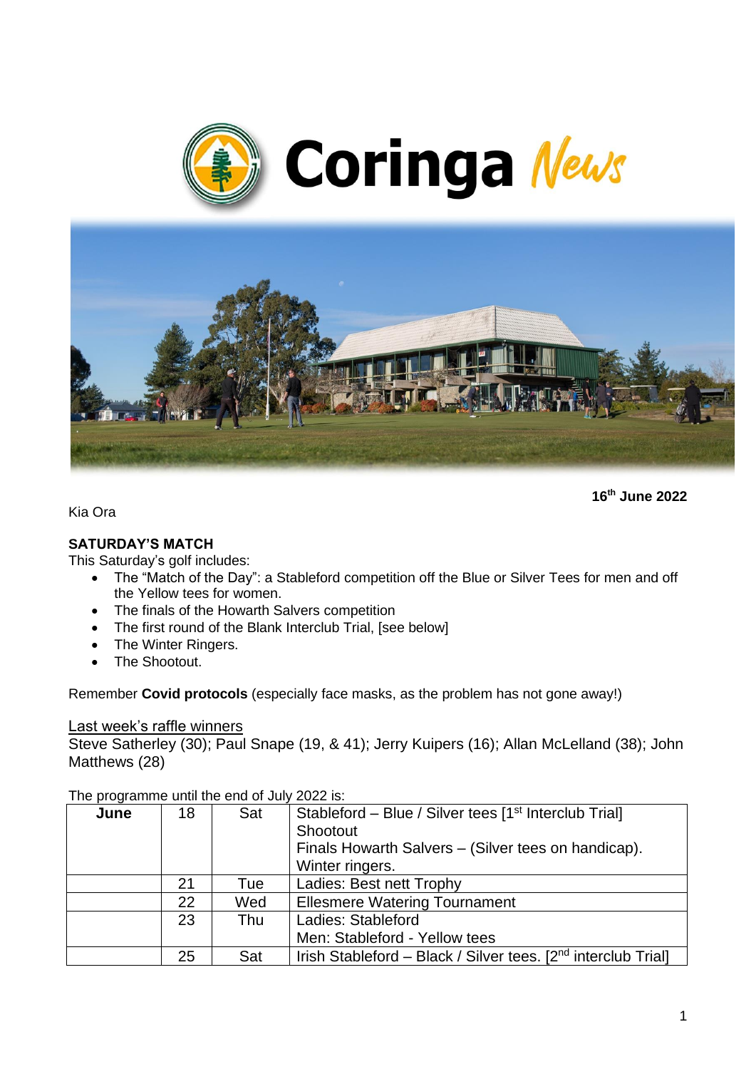# Coringa News

**16th June 2022**

Kia Ora

**SATURDAY'S MATCH**

This Saturday's golf includes:

- The "Match of the Day": a Stableford competition off the Blue or Silver Tees for men and off the Yellow tees for women.
- The finals of the Howarth Salvers competition
- The first round of the Blank Interclub Trial, [see below]
- The Winter Ringers.
- The Shootout.

Remember **Covid protocols** (especially face masks, as the problem has not gone away!)

Last week's raffle winners

Steve Satherley (30); Paul Snape (19, & 41); Jerry Kuipers (16); Allan McLelland (38); John Matthews (28)

The programme until the end of July 2022 is:

| **June** | 18 | Sat | Stableford – Blue / Silver tees [1st Interclub Trial]<br>Shootout<br>Finals Howarth Salvers – (Silver tees on handicap).<br>Winter ringers. |
|---|---|---|---|
| | 21 | Tue | Ladies: Best nett Trophy |
| | 22 | Wed | Ellesmere Watering Tournament |
| | 23 | Thu | Ladies: Stableford<br>Men: Stableford - Yellow tees |
| | 25 | Sat | Irish Stableford – Black / Silver tees. [2nd interclub Trial] |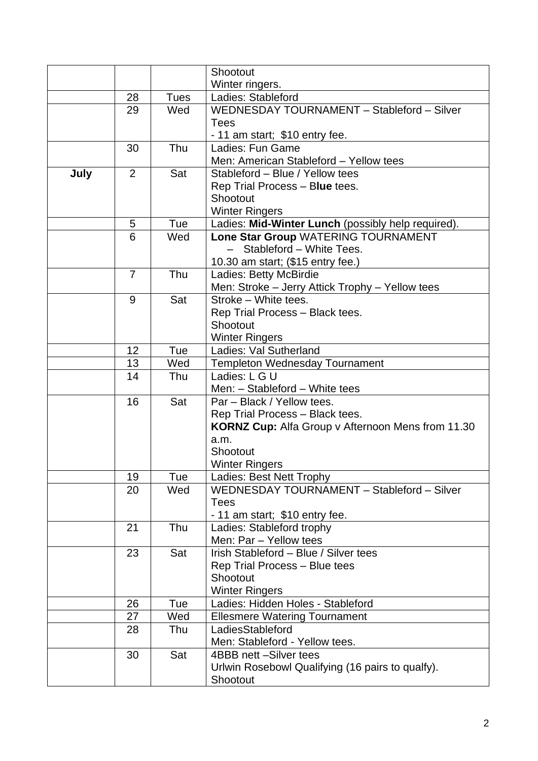| | | | |
|---|---|---|---|
| | | | Shootout<br>Winter ringers. |
| | 28 | Tues | Ladies: Stableford |
| | 29 | Wed | WEDNESDAY TOURNAMENT – Stableford – Silver Tees<br>- 11 am start; $10 entry fee. |
| | 30 | Thu | Ladies: Fun Game<br>Men: American Stableford – Yellow tees |
| **July** | 2 | Sat | Stableford – Blue / Yellow tees<br>Rep Trial Process – B**lue** tees.<br>Shootout<br>Winter Ringers |
| | 5 | Tue | Ladies: **Mid-Winter Lunch** (possibly help required). |
| | 6 | Wed | **Lone Star Group** WATERING TOURNAMENT<br>– Stableford – White Tees.<br>10.30 am start; ($15 entry fee.) |
| | 7 | Thu | Ladies: Betty McBirdie<br>Men: Stroke – Jerry Attick Trophy – Yellow tees |
| | 9 | Sat | Stroke – White tees.<br>Rep Trial Process – Black tees.<br>Shootout<br>Winter Ringers |
| | 12 | Tue | Ladies: Val Sutherland |
| | 13 | Wed | Templeton Wednesday Tournament |
| | 14 | Thu | Ladies: L G U<br>Men: – Stableford – White tees |
| | 16 | Sat | Par – Black / Yellow tees.<br>Rep Trial Process – Black tees.<br>**KORNZ Cup:** Alfa Group v Afternoon Mens from 11.30 a.m.<br>Shootout<br>Winter Ringers |
| | 19 | Tue | Ladies: Best Nett Trophy |
| | 20 | Wed | WEDNESDAY TOURNAMENT – Stableford – Silver Tees<br>- 11 am start; $10 entry fee. |
| | 21 | Thu | Ladies: Stableford trophy<br>Men: Par – Yellow tees |
| | 23 | Sat | Irish Stableford – Blue / Silver tees<br>Rep Trial Process – Blue tees<br>Shootout<br>Winter Ringers |
| | 26 | Tue | Ladies: Hidden Holes - Stableford |
| | 27 | Wed | Ellesmere Watering Tournament |
| | 28 | Thu | LadiesStableford<br>Men: Stableford - Yellow tees. |
| | 30 | Sat | 4BBB nett –Silver tees<br>Urlwin Rosebowl Qualifying (16 pairs to qualfy).<br>Shootout |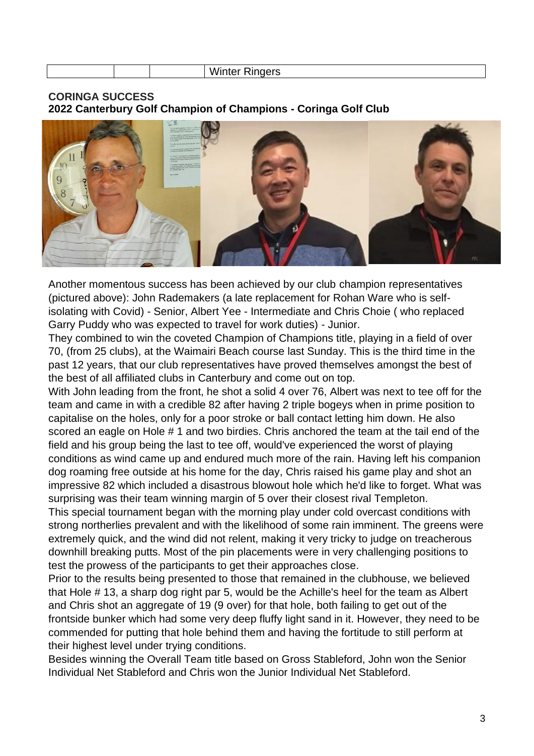|  |  |  | Winter Ringers |
|---|---|---|---|

**CORINGA SUCCESS**
**2022 Canterbury Golf Champion of Champions - Coringa Golf Club**

Another momentous success has been achieved by our club champion representatives (pictured above): John Rademakers (a late replacement for Rohan Ware who is self-isolating with Covid) - Senior, Albert Yee - Intermediate and Chris Choie ( who replaced Garry Puddy who was expected to travel for work duties) - Junior.

They combined to win the coveted Champion of Champions title, playing in a field of over 70, (from 25 clubs), at the Waimairi Beach course last Sunday. This is the third time in the past 12 years, that our club representatives have proved themselves amongst the best of the best of all affiliated clubs in Canterbury and come out on top.

With John leading from the front, he shot a solid 4 over 76, Albert was next to tee off for the team and came in with a credible 82 after having 2 triple bogeys when in prime position to capitalise on the holes, only for a poor stroke or ball contact letting him down. He also scored an eagle on Hole # 1 and two birdies. Chris anchored the team at the tail end of the field and his group being the last to tee off, would've experienced the worst of playing conditions as wind came up and endured much more of the rain. Having left his companion dog roaming free outside at his home for the day, Chris raised his game play and shot an impressive 82 which included a disastrous blowout hole which he'd like to forget. What was surprising was their team winning margin of 5 over their closest rival Templeton.

This special tournament began with the morning play under cold overcast conditions with strong northerlies prevalent and with the likelihood of some rain imminent. The greens were extremely quick, and the wind did not relent, making it very tricky to judge on treacherous downhill breaking putts. Most of the pin placements were in very challenging positions to test the prowess of the participants to get their approaches close.

Prior to the results being presented to those that remained in the clubhouse, we believed that Hole # 13, a sharp dog right par 5, would be the Achille's heel for the team as Albert and Chris shot an aggregate of 19 (9 over) for that hole, both failing to get out of the frontside bunker which had some very deep fluffy light sand in it. However, they need to be commended for putting that hole behind them and having the fortitude to still perform at their highest level under trying conditions.

Besides winning the Overall Team title based on Gross Stableford, John won the Senior Individual Net Stableford and Chris won the Junior Individual Net Stableford.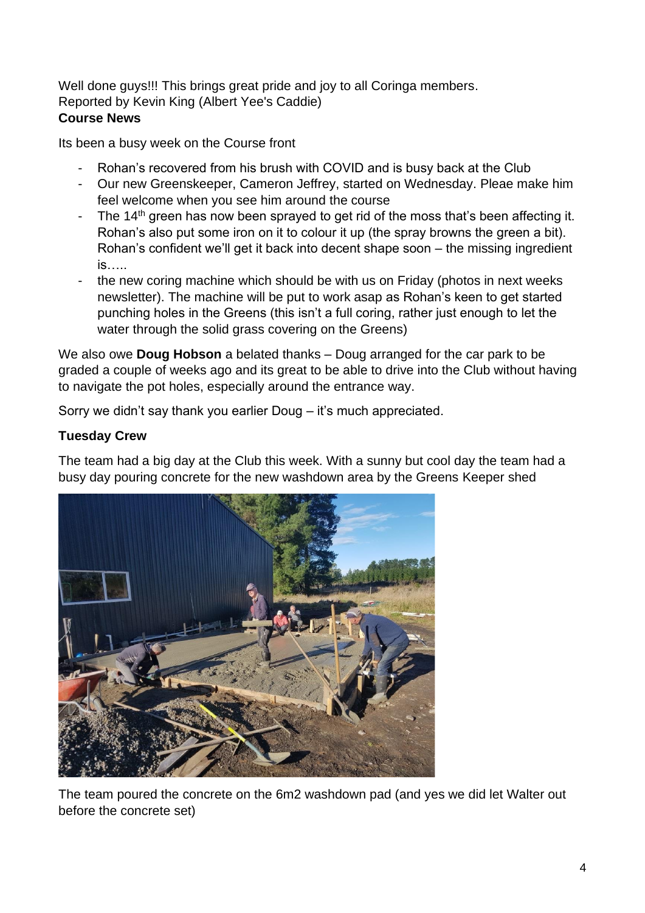Well done guys!!! This brings great pride and joy to all Coringa members.
Reported by Kevin King (Albert Yee's Caddie)

**Course News**

Its been a busy week on the Course front

- Rohan's recovered from his brush with COVID and is busy back at the Club
- Our new Greenskeeper, Cameron Jeffrey, started on Wednesday. Pleae make him feel welcome when you see him around the course
- The 14th green has now been sprayed to get rid of the moss that's been affecting it. Rohan's also put some iron on it to colour it up (the spray browns the green a bit). Rohan's confident we'll get it back into decent shape soon – the missing ingredient is…..
- the new coring machine which should be with us on Friday (photos in next weeks newsletter). The machine will be put to work asap as Rohan's keen to get started punching holes in the Greens (this isn't a full coring, rather just enough to let the water through the solid grass covering on the Greens)

We also owe **Doug Hobson** a belated thanks – Doug arranged for the car park to be graded a couple of weeks ago and its great to be able to drive into the Club without having to navigate the pot holes, especially around the entrance way.

Sorry we didn't say thank you earlier Doug – it's much appreciated.

**Tuesday Crew**

The team had a big day at the Club this week. With a sunny but cool day the team had a busy day pouring concrete for the new washdown area by the Greens Keeper shed

The team poured the concrete on the 6m2 washdown pad (and yes we did let Walter out before the concrete set)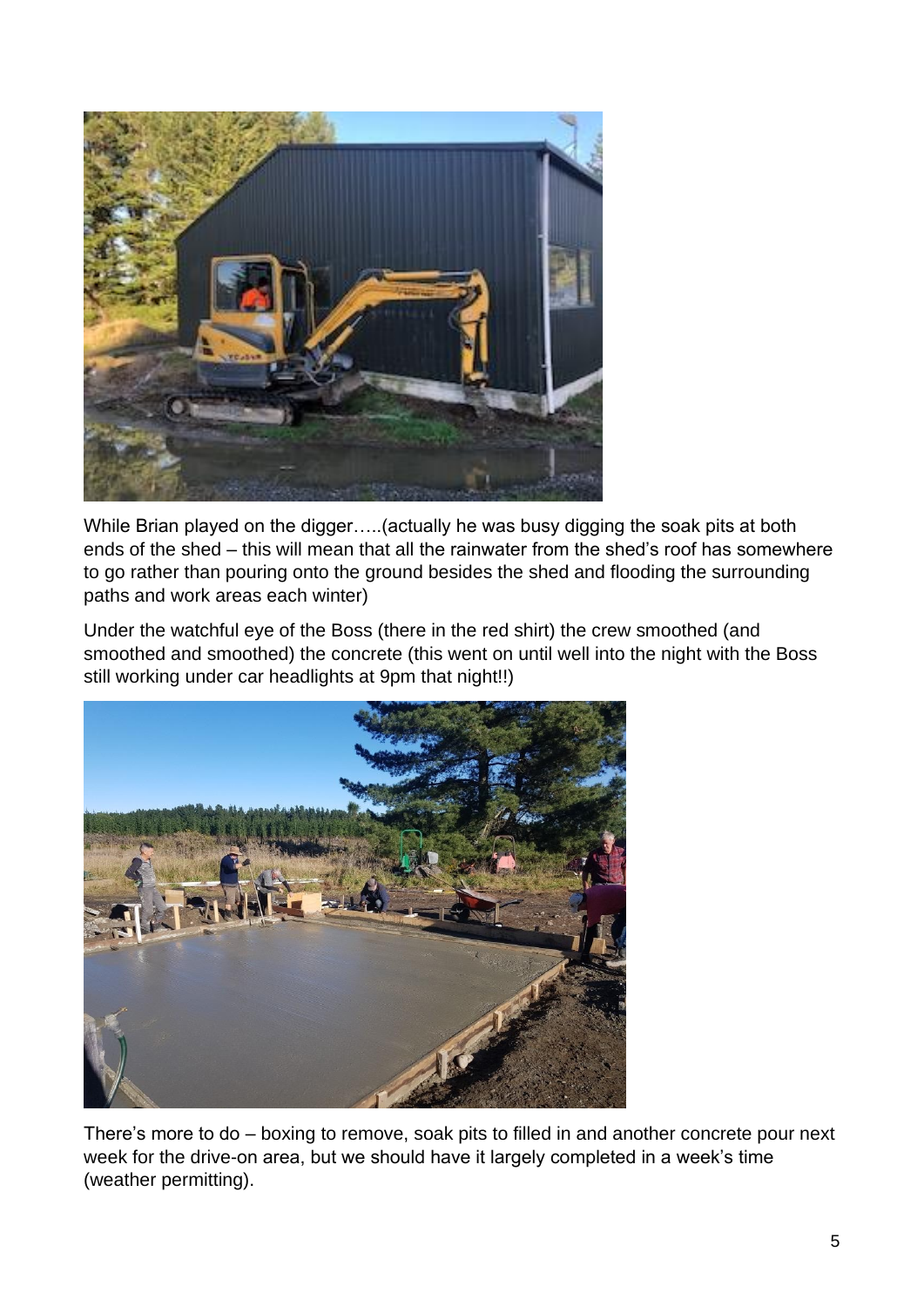While Brian played on the digger…..(actually he was busy digging the soak pits at both ends of the shed – this will mean that all the rainwater from the shed's roof has somewhere to go rather than pouring onto the ground besides the shed and flooding the surrounding paths and work areas each winter)

Under the watchful eye of the Boss (there in the red shirt) the crew smoothed (and smoothed and smoothed) the concrete (this went on until well into the night with the Boss still working under car headlights at 9pm that night!!)

There's more to do – boxing to remove, soak pits to filled in and another concrete pour next week for the drive-on area, but we should have it largely completed in a week's time (weather permitting).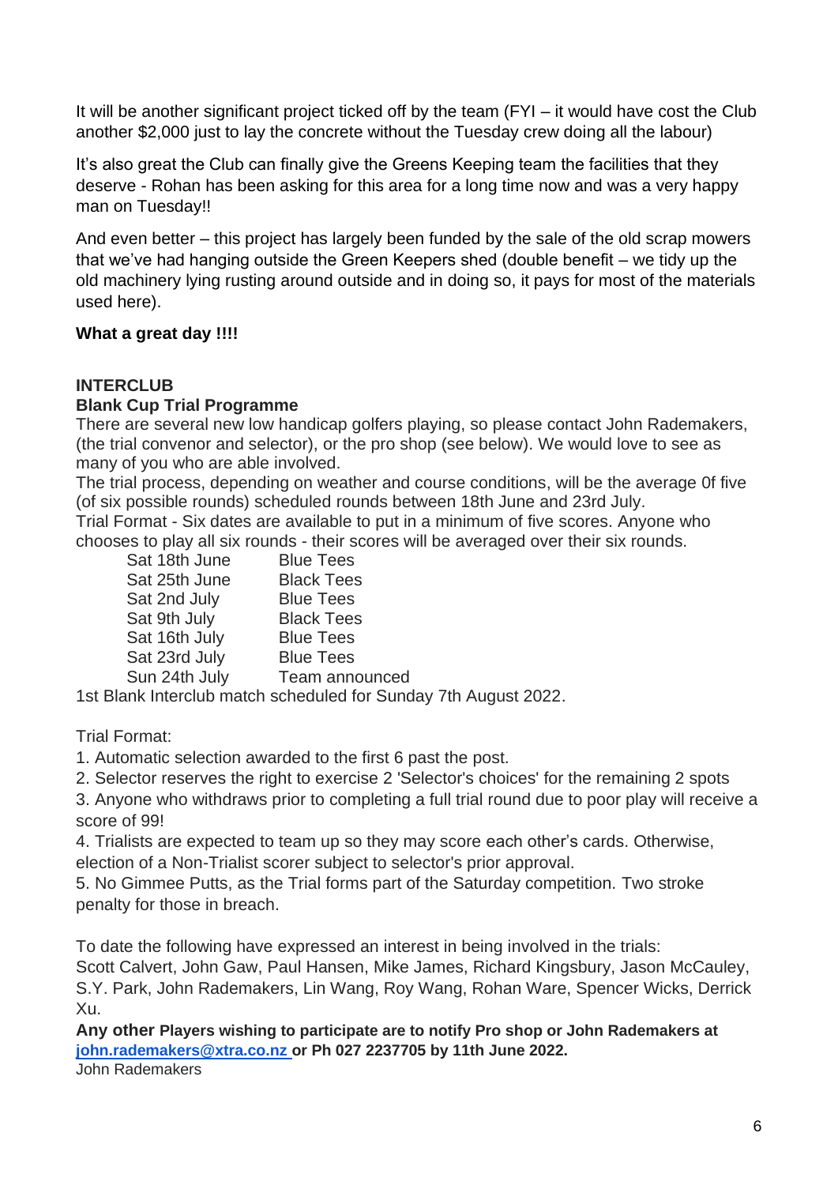It will be another significant project ticked off by the team (FYI – it would have cost the Club another $2,000 just to lay the concrete without the Tuesday crew doing all the labour)

It's also great the Club can finally give the Greens Keeping team the facilities that they deserve - Rohan has been asking for this area for a long time now and was a very happy man on Tuesday!!

And even better – this project has largely been funded by the sale of the old scrap mowers that we've had hanging outside the Green Keepers shed (double benefit – we tidy up the old machinery lying rusting around outside and in doing so, it pays for most of the materials used here).

**What a great day !!!!**

**INTERCLUB**

**Blank Cup Trial Programme**

There are several new low handicap golfers playing, so please contact John Rademakers, (the trial convenor and selector), or the pro shop (see below). We would love to see as many of you who are able involved.

The trial process, depending on weather and course conditions, will be the average 0f five (of six possible rounds) scheduled rounds between 18th June and 23rd July.

Trial Format - Six dates are available to put in a minimum of five scores. Anyone who chooses to play all six rounds - their scores will be averaged over their six rounds.

| | |
|---|---|
| Sat 18th June | Blue Tees |
| Sat 25th June | Black Tees |
| Sat 2nd July | Blue Tees |
| Sat 9th July | Black Tees |
| Sat 16th July | Blue Tees |
| Sat 23rd July | Blue Tees |
| Sun 24th July | Team announced |

1st Blank Interclub match scheduled for Sunday 7th August 2022.

Trial Format:

1. Automatic selection awarded to the first 6 past the post.
2. Selector reserves the right to exercise 2 'Selector's choices' for the remaining 2 spots
3. Anyone who withdraws prior to completing a full trial round due to poor play will receive a score of 99!
4. Trialists are expected to team up so they may score each other's cards. Otherwise, election of a Non-Trialist scorer subject to selector's prior approval.
5. No Gimmee Putts, as the Trial forms part of the Saturday competition. Two stroke penalty for those in breach.

To date the following have expressed an interest in being involved in the trials:
Scott Calvert, John Gaw, Paul Hansen, Mike James, Richard Kingsbury, Jason McCauley, S.Y. Park, John Rademakers, Lin Wang, Roy Wang, Rohan Ware, Spencer Wicks, Derrick Xu.

**Any other Players wishing to participate are to notify Pro shop or John Rademakers at john.rademakers@xtra.co.nz or Ph 027 2237705 by 11th June 2022.**

John Rademakers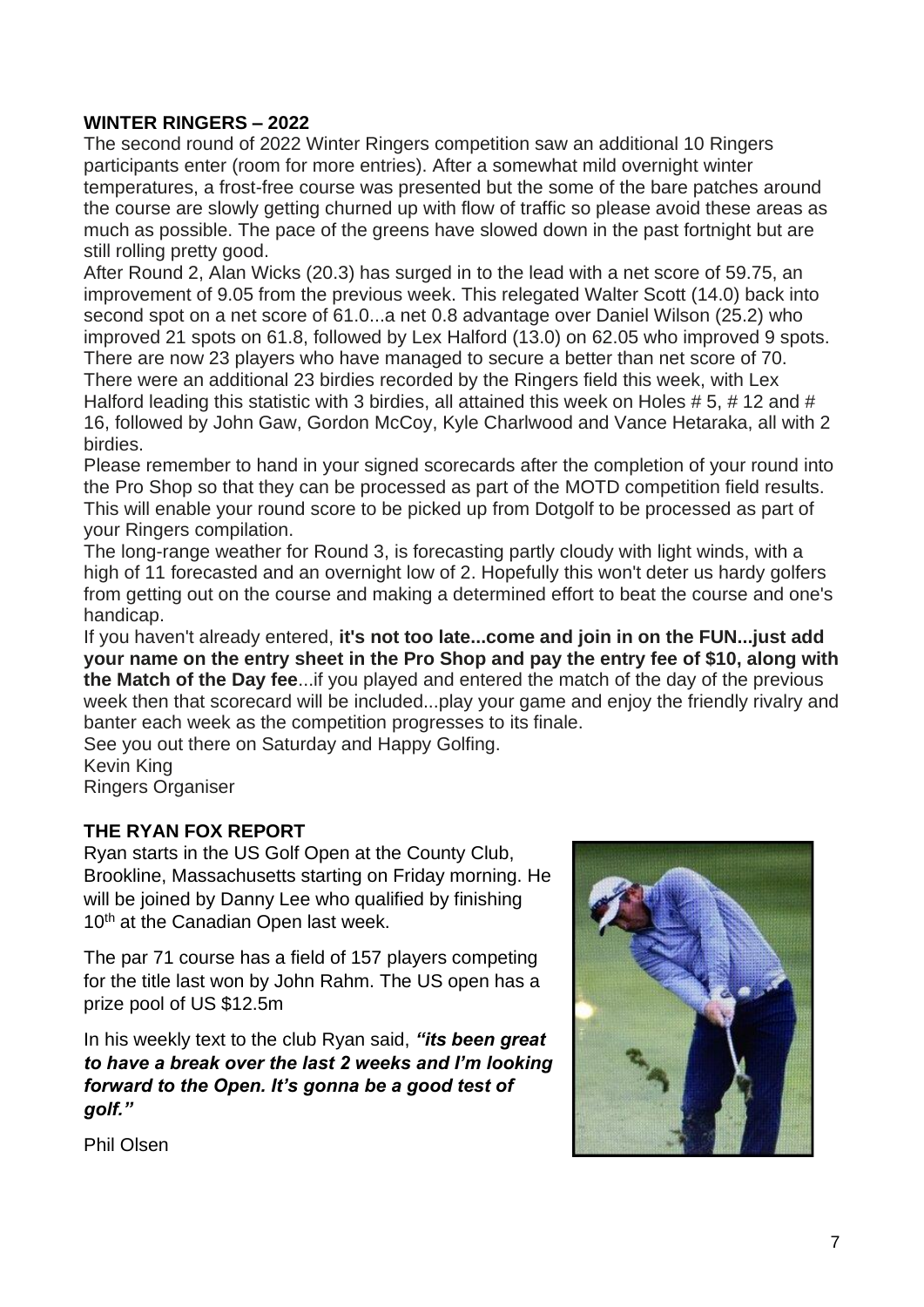**WINTER RINGERS – 2022**

The second round of 2022 Winter Ringers competition saw an additional 10 Ringers participants enter (room for more entries). After a somewhat mild overnight winter temperatures, a frost-free course was presented but the some of the bare patches around the course are slowly getting churned up with flow of traffic so please avoid these areas as much as possible. The pace of the greens have slowed down in the past fortnight but are still rolling pretty good.

After Round 2, Alan Wicks (20.3) has surged in to the lead with a net score of 59.75, an improvement of 9.05 from the previous week. This relegated Walter Scott (14.0) back into second spot on a net score of 61.0...a net 0.8 advantage over Daniel Wilson (25.2) who improved 21 spots on 61.8, followed by Lex Halford (13.0) on 62.05 who improved 9 spots. There are now 23 players who have managed to secure a better than net score of 70.

There were an additional 23 birdies recorded by the Ringers field this week, with Lex Halford leading this statistic with 3 birdies, all attained this week on Holes # 5, # 12 and # 16, followed by John Gaw, Gordon McCoy, Kyle Charlwood and Vance Hetaraka, all with 2 birdies.

Please remember to hand in your signed scorecards after the completion of your round into the Pro Shop so that they can be processed as part of the MOTD competition field results. This will enable your round score to be picked up from Dotgolf to be processed as part of your Ringers compilation.

The long-range weather for Round 3, is forecasting partly cloudy with light winds, with a high of 11 forecasted and an overnight low of 2. Hopefully this won't deter us hardy golfers from getting out on the course and making a determined effort to beat the course and one's handicap.

If you haven't already entered, **it's not too late...come and join in on the FUN...just add your name on the entry sheet in the Pro Shop and pay the entry fee of $10, along with the Match of the Day fee**...if you played and entered the match of the day of the previous week then that scorecard will be included...play your game and enjoy the friendly rivalry and banter each week as the competition progresses to its finale.

See you out there on Saturday and Happy Golfing.

Kevin King

Ringers Organiser

**THE RYAN FOX REPORT**

Ryan starts in the US Golf Open at the County Club, Brookline, Massachusetts starting on Friday morning. He will be joined by Danny Lee who qualified by finishing 10th at the Canadian Open last week.

The par 71 course has a field of 157 players competing for the title last won by John Rahm. The US open has a prize pool of US $12.5m

In his weekly text to the club Ryan said, ***"its been great to have a break over the last 2 weeks and I'm looking forward to the Open. It's gonna be a good test of golf."***

Phil Olsen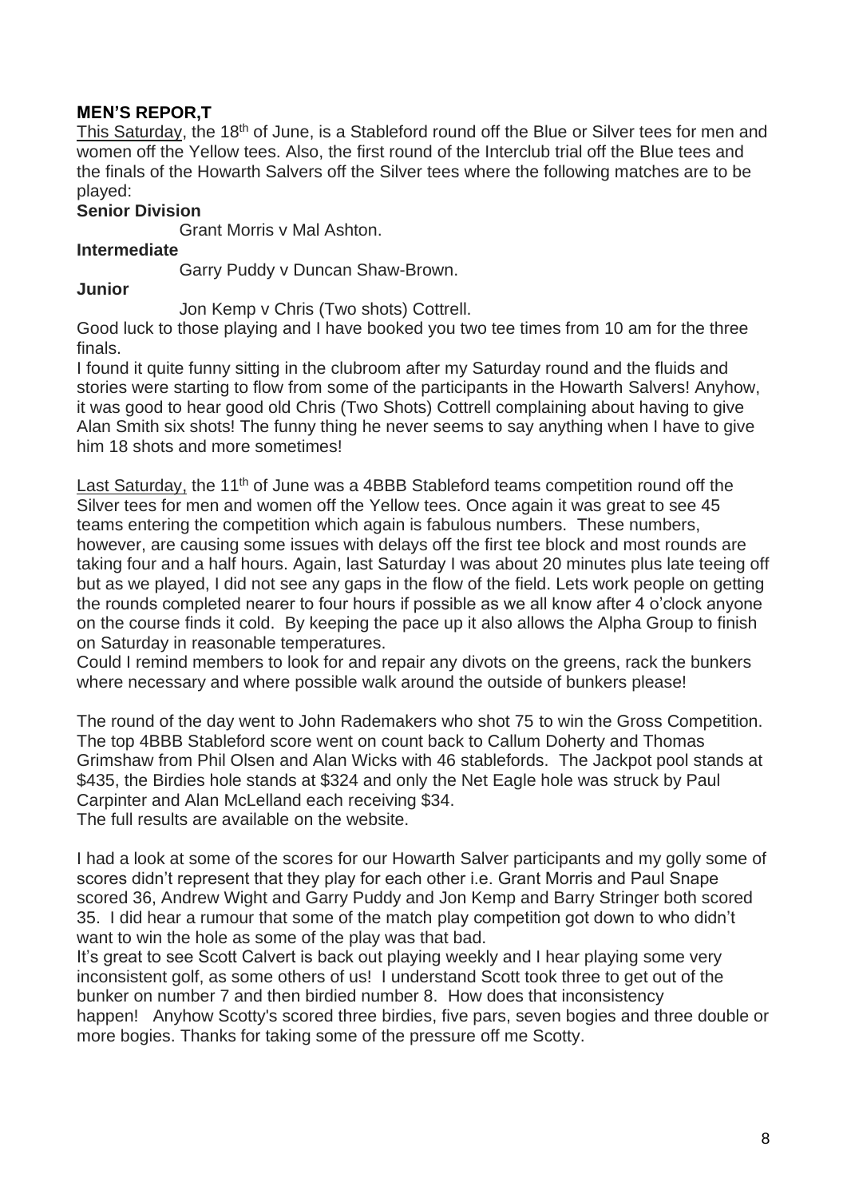**MEN'S REPOR,T**

<u>This Saturday</u>, the 18th of June, is a Stableford round off the Blue or Silver tees for men and women off the Yellow tees. Also, the first round of the Interclub trial off the Blue tees and the finals of the Howarth Salvers off the Silver tees where the following matches are to be played:

**Senior Division**

Grant Morris v Mal Ashton.

**Intermediate**

Garry Puddy v Duncan Shaw-Brown.

**Junior**

Jon Kemp v Chris (Two shots) Cottrell.

Good luck to those playing and I have booked you two tee times from 10 am for the three finals.

I found it quite funny sitting in the clubroom after my Saturday round and the fluids and stories were starting to flow from some of the participants in the Howarth Salvers! Anyhow, it was good to hear good old Chris (Two Shots) Cottrell complaining about having to give Alan Smith six shots! The funny thing he never seems to say anything when I have to give him 18 shots and more sometimes!

<u>Last Saturday,</u> the 11th of June was a 4BBB Stableford teams competition round off the Silver tees for men and women off the Yellow tees. Once again it was great to see 45 teams entering the competition which again is fabulous numbers. These numbers, however, are causing some issues with delays off the first tee block and most rounds are taking four and a half hours. Again, last Saturday I was about 20 minutes plus late teeing off but as we played, I did not see any gaps in the flow of the field. Lets work people on getting the rounds completed nearer to four hours if possible as we all know after 4 o'clock anyone on the course finds it cold. By keeping the pace up it also allows the Alpha Group to finish on Saturday in reasonable temperatures.

Could I remind members to look for and repair any divots on the greens, rack the bunkers where necessary and where possible walk around the outside of bunkers please!

The round of the day went to John Rademakers who shot 75 to win the Gross Competition. The top 4BBB Stableford score went on count back to Callum Doherty and Thomas Grimshaw from Phil Olsen and Alan Wicks with 46 stablefords. The Jackpot pool stands at $435, the Birdies hole stands at $324 and only the Net Eagle hole was struck by Paul Carpinter and Alan McLelland each receiving $34.

The full results are available on the website.

I had a look at some of the scores for our Howarth Salver participants and my golly some of scores didn't represent that they play for each other i.e. Grant Morris and Paul Snape scored 36, Andrew Wight and Garry Puddy and Jon Kemp and Barry Stringer both scored 35. I did hear a rumour that some of the match play competition got down to who didn't want to win the hole as some of the play was that bad.

It's great to see Scott Calvert is back out playing weekly and I hear playing some very inconsistent golf, as some others of us! I understand Scott took three to get out of the bunker on number 7 and then birdied number 8. How does that inconsistency happen! Anyhow Scotty's scored three birdies, five pars, seven bogies and three double or more bogies. Thanks for taking some of the pressure off me Scotty.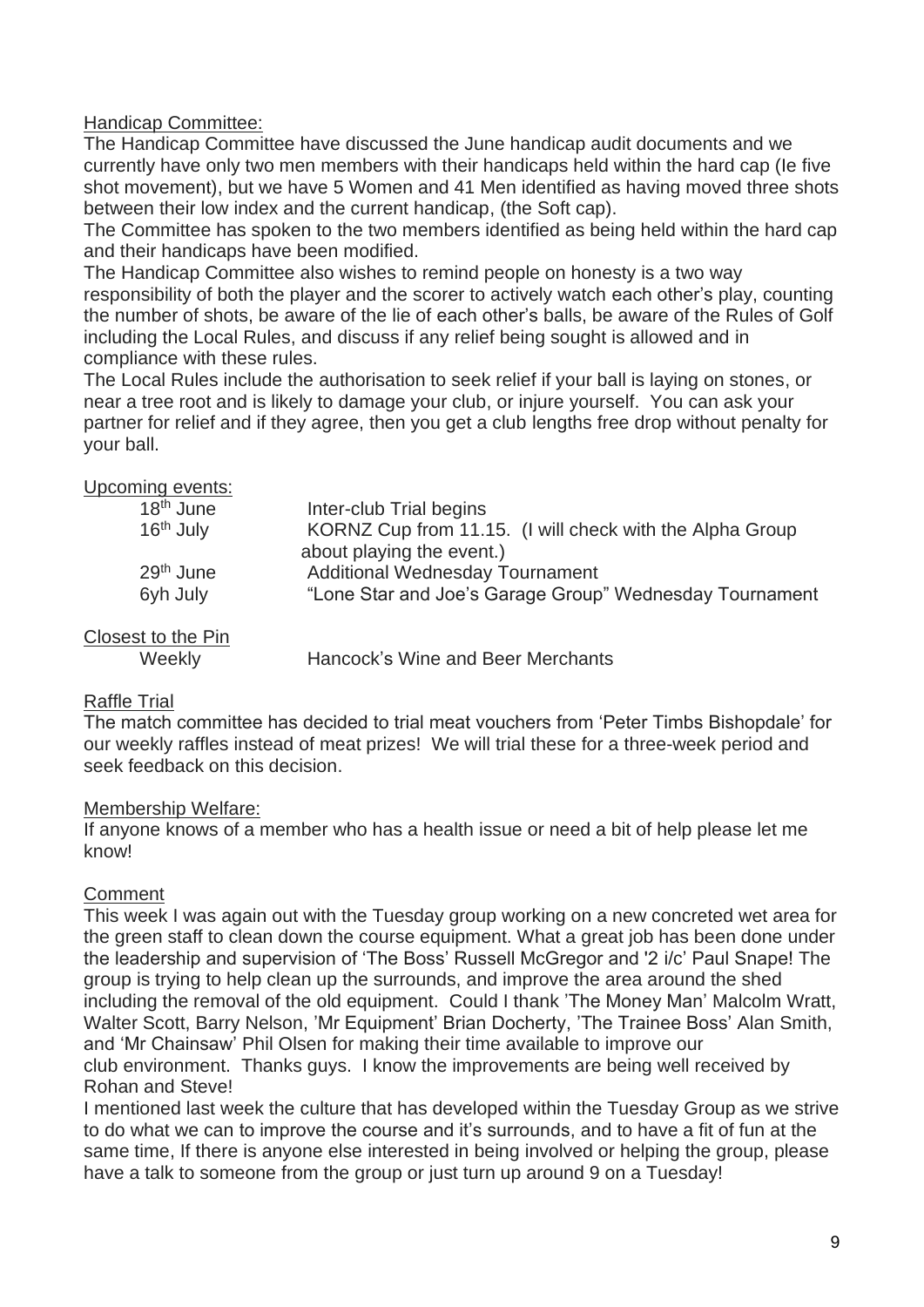Handicap Committee:

The Handicap Committee have discussed the June handicap audit documents and we currently have only two men members with their handicaps held within the hard cap (Ie five shot movement), but we have 5 Women and 41 Men identified as having moved three shots between their low index and the current handicap, (the Soft cap).

The Committee has spoken to the two members identified as being held within the hard cap and their handicaps have been modified.

The Handicap Committee also wishes to remind people on honesty is a two way responsibility of both the player and the scorer to actively watch each other's play, counting the number of shots, be aware of the lie of each other's balls, be aware of the Rules of Golf including the Local Rules, and discuss if any relief being sought is allowed and in compliance with these rules.

The Local Rules include the authorisation to seek relief if your ball is laying on stones, or near a tree root and is likely to damage your club, or injure yourself. You can ask your partner for relief and if they agree, then you get a club lengths free drop without penalty for your ball.

Upcoming events:

| | |
|---|---|
| 18th June | Inter-club Trial begins |
| 16th July | KORNZ Cup from 11.15. (I will check with the Alpha Group about playing the event.) |
| 29th June | Additional Wednesday Tournament |
| 6yh July | "Lone Star and Joe's Garage Group" Wednesday Tournament |

Closest to the Pin

| | |
|---|---|
| Weekly | Hancock's Wine and Beer Merchants |

Raffle Trial

The match committee has decided to trial meat vouchers from 'Peter Timbs Bishopdale' for our weekly raffles instead of meat prizes! We will trial these for a three-week period and seek feedback on this decision.

Membership Welfare:

If anyone knows of a member who has a health issue or need a bit of help please let me know!

Comment

This week I was again out with the Tuesday group working on a new concreted wet area for the green staff to clean down the course equipment. What a great job has been done under the leadership and supervision of 'The Boss' Russell McGregor and '2 i/c' Paul Snape! The group is trying to help clean up the surrounds, and improve the area around the shed including the removal of the old equipment. Could I thank 'The Money Man' Malcolm Wratt, Walter Scott, Barry Nelson, 'Mr Equipment' Brian Docherty, 'The Trainee Boss' Alan Smith, and 'Mr Chainsaw' Phil Olsen for making their time available to improve our club environment. Thanks guys. I know the improvements are being well received by Rohan and Steve!

I mentioned last week the culture that has developed within the Tuesday Group as we strive to do what we can to improve the course and it's surrounds, and to have a fit of fun at the same time, If there is anyone else interested in being involved or helping the group, please have a talk to someone from the group or just turn up around 9 on a Tuesday!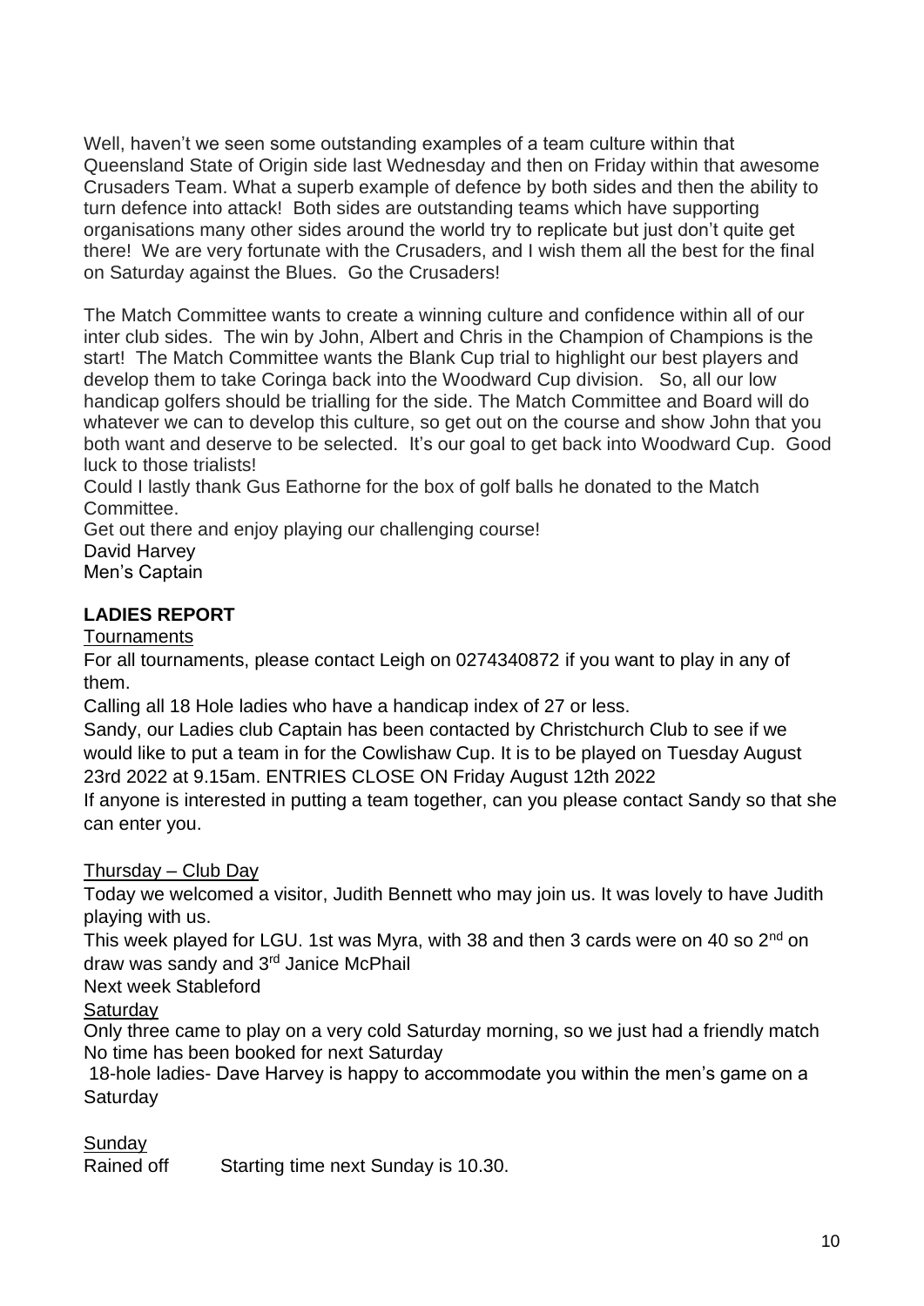Well, haven't we seen some outstanding examples of a team culture within that Queensland State of Origin side last Wednesday and then on Friday within that awesome Crusaders Team. What a superb example of defence by both sides and then the ability to turn defence into attack! Both sides are outstanding teams which have supporting organisations many other sides around the world try to replicate but just don't quite get there! We are very fortunate with the Crusaders, and I wish them all the best for the final on Saturday against the Blues. Go the Crusaders!

The Match Committee wants to create a winning culture and confidence within all of our inter club sides. The win by John, Albert and Chris in the Champion of Champions is the start! The Match Committee wants the Blank Cup trial to highlight our best players and develop them to take Coringa back into the Woodward Cup division. So, all our low handicap golfers should be trialling for the side. The Match Committee and Board will do whatever we can to develop this culture, so get out on the course and show John that you both want and deserve to be selected. It's our goal to get back into Woodward Cup. Good luck to those trialists!

Could I lastly thank Gus Eathorne for the box of golf balls he donated to the Match Committee.

Get out there and enjoy playing our challenging course!

David Harvey
Men's Captain

**LADIES REPORT**

Tournaments

For all tournaments, please contact Leigh on 0274340872 if you want to play in any of them.

Calling all 18 Hole ladies who have a handicap index of 27 or less.

Sandy, our Ladies club Captain has been contacted by Christchurch Club to see if we would like to put a team in for the Cowlishaw Cup. It is to be played on Tuesday August 23rd 2022 at 9.15am. ENTRIES CLOSE ON Friday August 12th 2022

If anyone is interested in putting a team together, can you please contact Sandy so that she can enter you.

Thursday – Club Day

Today we welcomed a visitor, Judith Bennett who may join us. It was lovely to have Judith playing with us.

This week played for LGU. 1st was Myra, with 38 and then 3 cards were on 40 so 2nd on draw was sandy and 3rd Janice McPhail

Next week Stableford

Saturday

Only three came to play on a very cold Saturday morning, so we just had a friendly match

No time has been booked for next Saturday

18-hole ladies- Dave Harvey is happy to accommodate you within the men's game on a Saturday

Sunday

Rained off    Starting time next Sunday is 10.30.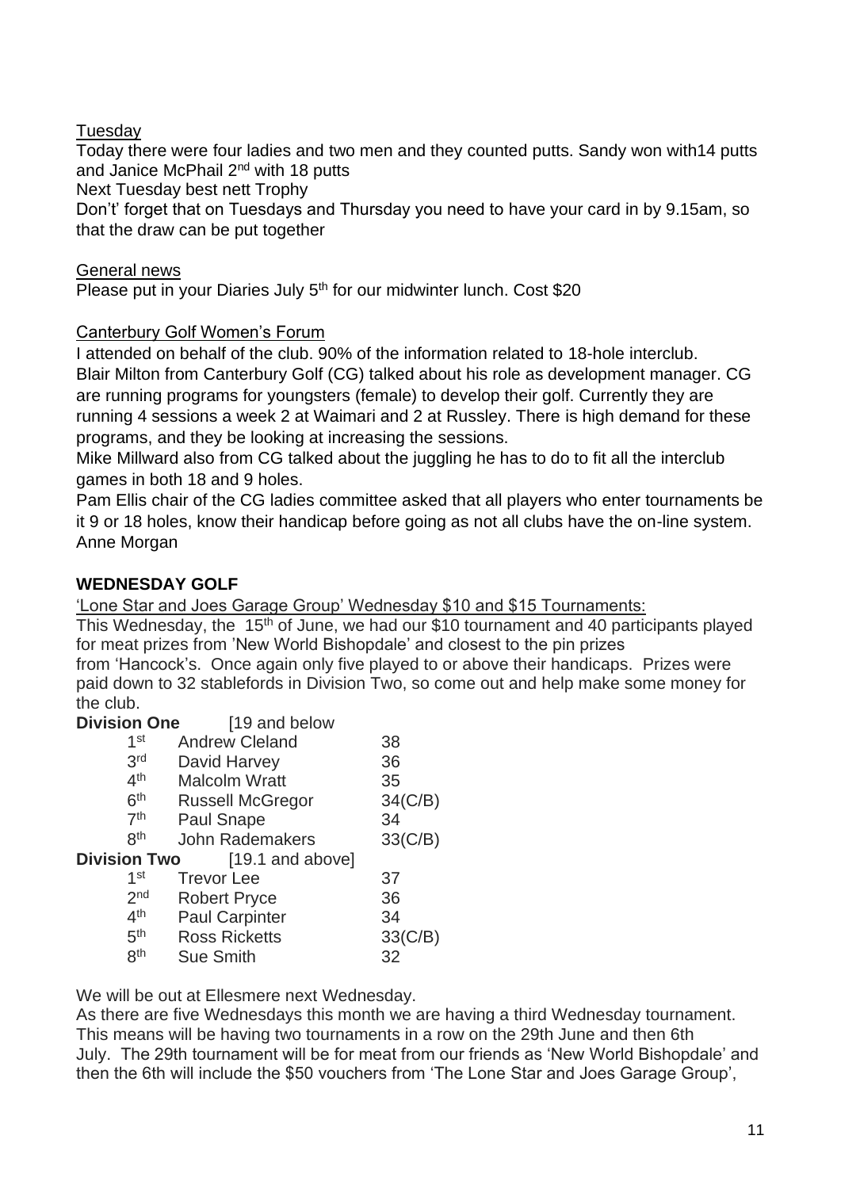<u>Tuesday</u>

Today there were four ladies and two men and they counted putts. Sandy won with14 putts and Janice McPhail 2nd with 18 putts

Next Tuesday best nett Trophy

Don't' forget that on Tuesdays and Thursday you need to have your card in by 9.15am, so that the draw can be put together

<u>General news</u>

Please put in your Diaries July 5th for our midwinter lunch. Cost $20

<u>Canterbury Golf Women's Forum</u>

I attended on behalf of the club. 90% of the information related to 18-hole interclub.
Blair Milton from Canterbury Golf (CG) talked about his role as development manager. CG are running programs for youngsters (female) to develop their golf. Currently they are running 4 sessions a week 2 at Waimari and 2 at Russley. There is high demand for these programs, and they be looking at increasing the sessions.
Mike Millward also from CG talked about the juggling he has to do to fit all the interclub games in both 18 and 9 holes.
Pam Ellis chair of the CG ladies committee asked that all players who enter tournaments be it 9 or 18 holes, know their handicap before going as not all clubs have the on-line system.
Anne Morgan

**WEDNESDAY GOLF**

<u>'Lone Star and Joes Garage Group' Wednesday $10 and $15 Tournaments:</u>

This Wednesday, the 15th of June, we had our $10 tournament and 40 participants played for meat prizes from 'New World Bishopdale' and closest to the pin prizes from 'Hancock's. Once again only five played to or above their handicaps. Prizes were paid down to 32 stablefords in Division Two, so come out and help make some money for the club.

**Division One** [19 and below

| | | |
|---|---|---|
| 1st | Andrew Cleland | 38 |
| 3rd | David Harvey | 36 |
| 4th | Malcolm Wratt | 35 |
| 6th | Russell McGregor | 34(C/B) |
| 7th | Paul Snape | 34 |
| 8th | John Rademakers | 33(C/B) |

**Division Two** [19.1 and above]

| | | |
|---|---|---|
| 1st | Trevor Lee | 37 |
| 2nd | Robert Pryce | 36 |
| 4th | Paul Carpinter | 34 |
| 5th | Ross Ricketts | 33(C/B) |
| 8th | Sue Smith | 32 |

We will be out at Ellesmere next Wednesday.

As there are five Wednesdays this month we are having a third Wednesday tournament. This means will be having two tournaments in a row on the 29th June and then 6th July. The 29th tournament will be for meat from our friends as 'New World Bishopdale' and then the 6th will include the $50 vouchers from 'The Lone Star and Joes Garage Group',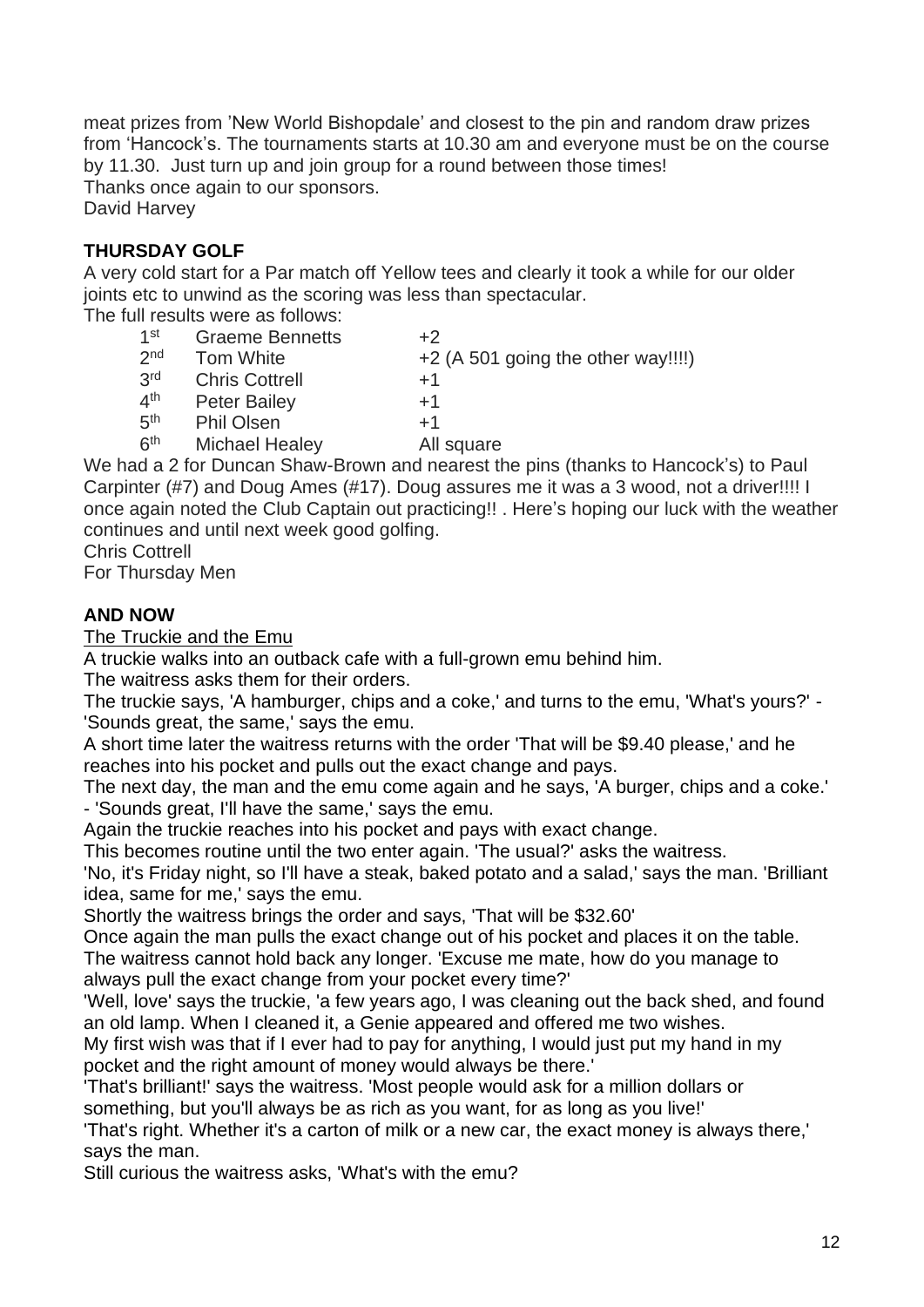meat prizes from 'New World Bishopdale' and closest to the pin and random draw prizes from 'Hancock's. The tournaments starts at 10.30 am and everyone must be on the course by 11.30. Just turn up and join group for a round between those times!
Thanks once again to our sponsors.
David Harvey

**THURSDAY GOLF**

A very cold start for a Par match off Yellow tees and clearly it took a while for our older joints etc to unwind as the scoring was less than spectacular.
The full results were as follows:

| | | |
|---|---|---|
| 1st | Graeme Bennetts | +2 |
| 2nd | Tom White | +2 (A 501 going the other way!!!!) |
| 3rd | Chris Cottrell | +1 |
| 4th | Peter Bailey | +1 |
| 5th | Phil Olsen | +1 |
| 6th | Michael Healey | All square |

We had a 2 for Duncan Shaw-Brown and nearest the pins (thanks to Hancock's) to Paul Carpinter (#7) and Doug Ames (#17). Doug assures me it was a 3 wood, not a driver!!!! I once again noted the Club Captain out practicing!! . Here's hoping our luck with the weather continues and until next week good golfing.
Chris Cottrell
For Thursday Men

**AND NOW**

<u>The Truckie and the Emu</u>

A truckie walks into an outback cafe with a full-grown emu behind him.
The waitress asks them for their orders.
The truckie says, 'A hamburger, chips and a coke,' and turns to the emu, 'What's yours?' - 'Sounds great, the same,' says the emu.
A short time later the waitress returns with the order 'That will be $9.40 please,' and he reaches into his pocket and pulls out the exact change and pays.
The next day, the man and the emu come again and he says, 'A burger, chips and a coke.' - 'Sounds great, I'll have the same,' says the emu.
Again the truckie reaches into his pocket and pays with exact change.
This becomes routine until the two enter again. 'The usual?' asks the waitress.
'No, it's Friday night, so I'll have a steak, baked potato and a salad,' says the man. 'Brilliant idea, same for me,' says the emu.
Shortly the waitress brings the order and says, 'That will be $32.60'
Once again the man pulls the exact change out of his pocket and places it on the table.
The waitress cannot hold back any longer. 'Excuse me mate, how do you manage to always pull the exact change from your pocket every time?'
'Well, love' says the truckie, 'a few years ago, I was cleaning out the back shed, and found an old lamp. When I cleaned it, a Genie appeared and offered me two wishes.
My first wish was that if I ever had to pay for anything, I would just put my hand in my pocket and the right amount of money would always be there.'
'That's brilliant!' says the waitress. 'Most people would ask for a million dollars or something, but you'll always be as rich as you want, for as long as you live!'
'That's right. Whether it's a carton of milk or a new car, the exact money is always there,' says the man.
Still curious the waitress asks, 'What's with the emu?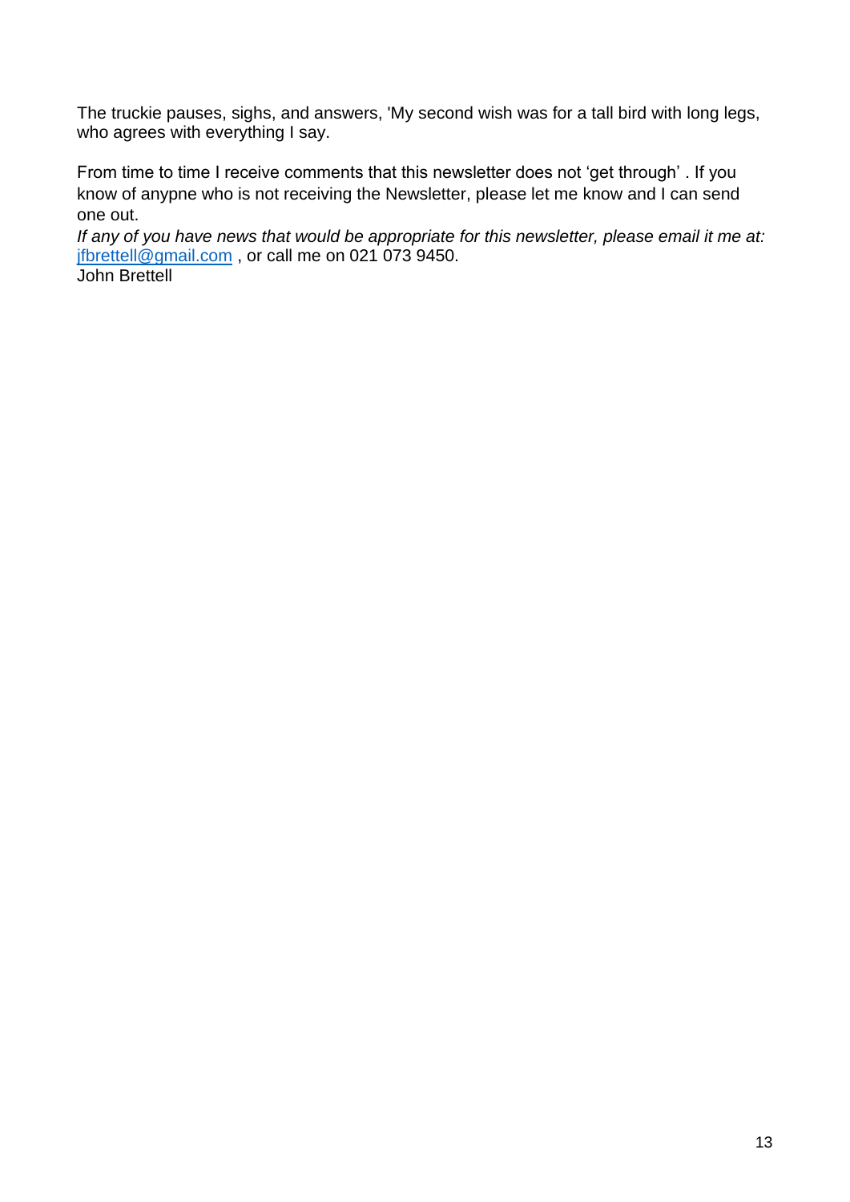The truckie pauses, sighs, and answers, 'My second wish was for a tall bird with long legs, who agrees with everything I say.

From time to time I receive comments that this newsletter does not 'get through' . If you know of anypne who is not receiving the Newsletter, please let me know and I can send one out.

*If any of you have news that would be appropriate for this newsletter, please email it me at:* jfbrettell@gmail.com , or call me on 021 073 9450.
John Brettell